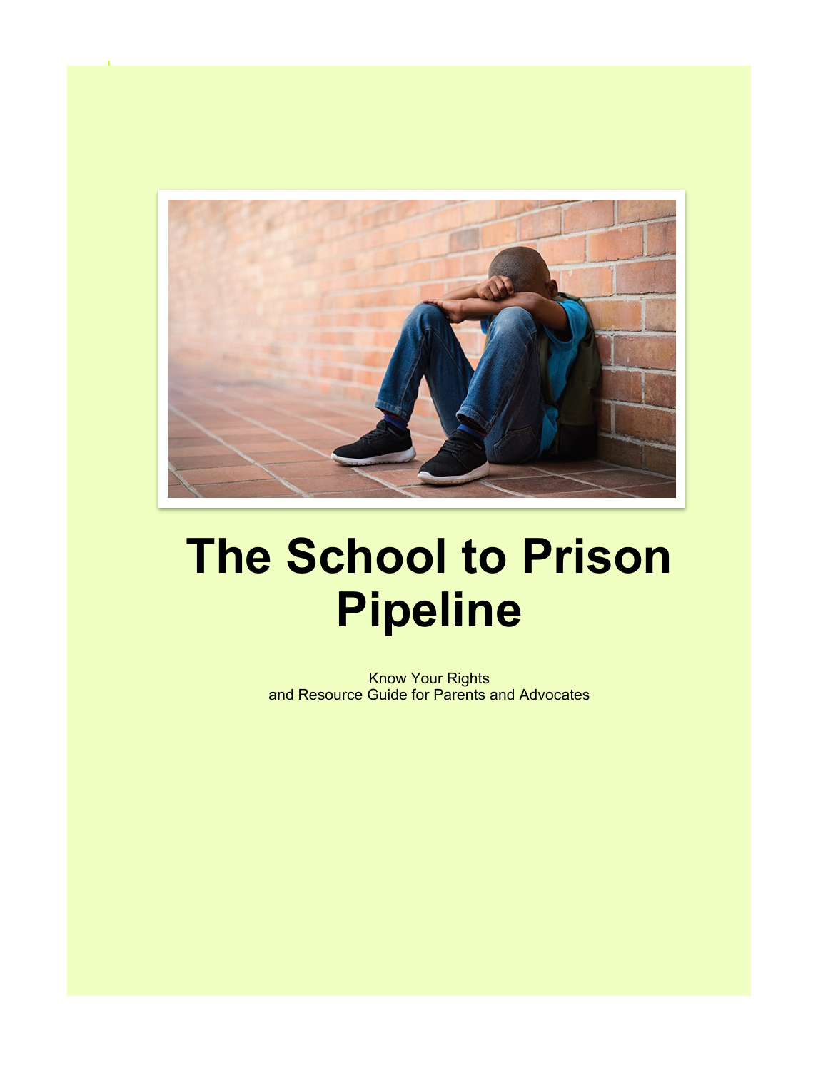# The School to Prison Pipeline

Know Your Rights
and Resource Guide for Parents and Advocates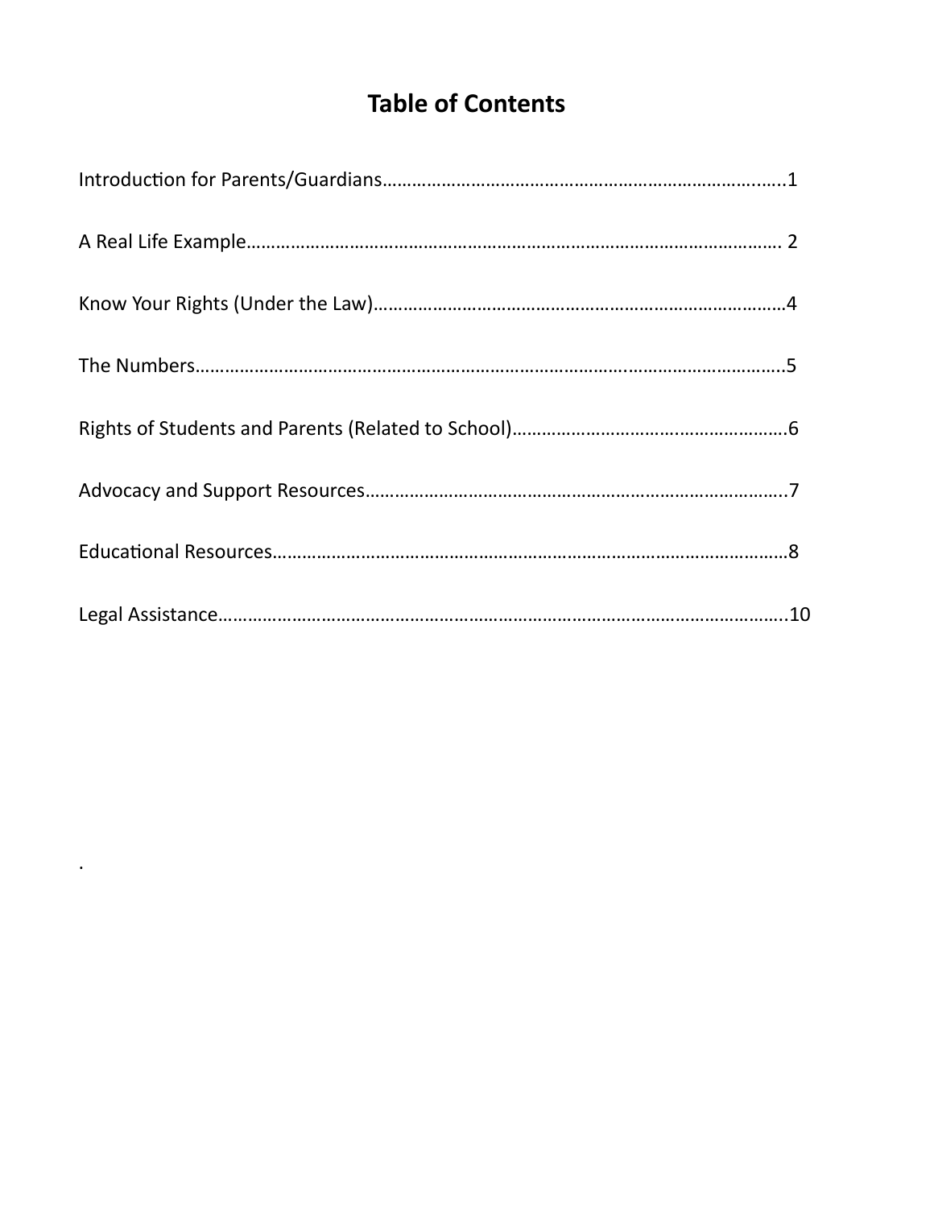# Table of Contents

Introduction for Parents/Guardians………………………………………………………………………1

A Real Life Example……………………………………………………………………………………… 2

Know Your Rights (Under the Law)…………………………………………………………………………4

The Numbers……………………………………………………………………………………………….5

Rights of Students and Parents (Related to School)……………………………………………….6

Advocacy and Support Resources…………………………………………………………………….7

Educational Resources……………………………………………………………………………………8

Legal Assistance……………………………………………………………………………………………10

.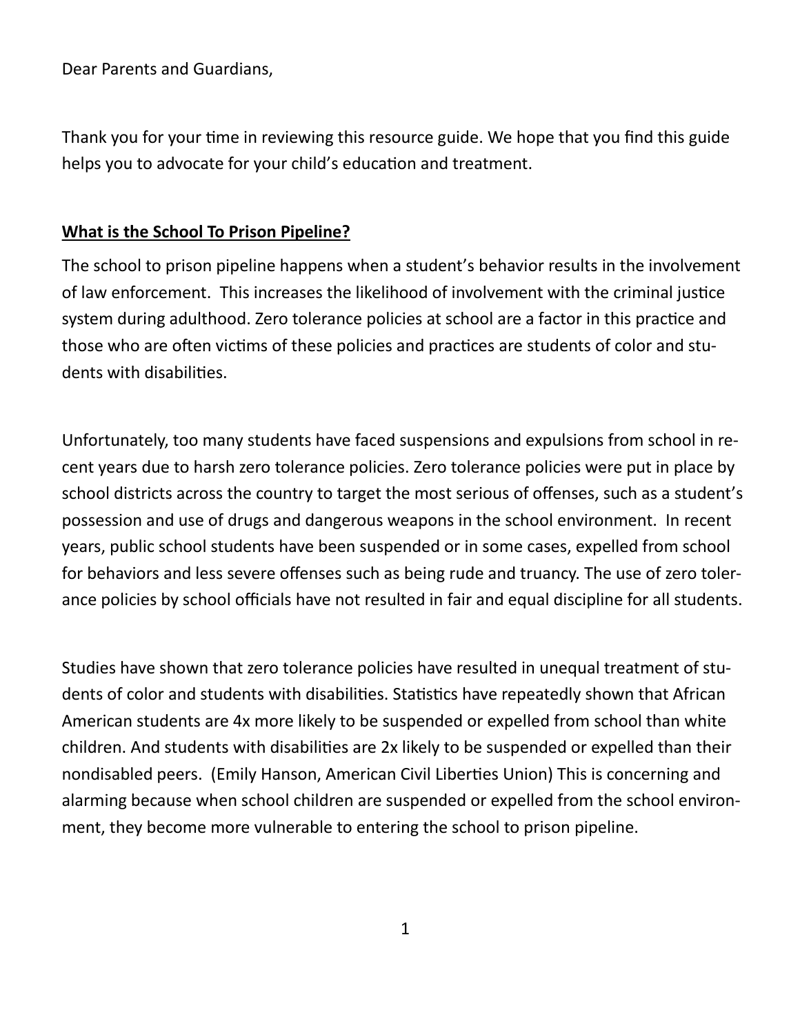Dear Parents and Guardians,

Thank you for your time in reviewing this resource guide. We hope that you find this guide helps you to advocate for your child's education and treatment.

**<u>What is the School To Prison Pipeline?</u>**

The school to prison pipeline happens when a student's behavior results in the involvement of law enforcement. This increases the likelihood of involvement with the criminal justice system during adulthood. Zero tolerance policies at school are a factor in this practice and those who are often victims of these policies and practices are students of color and students with disabilities.

Unfortunately, too many students have faced suspensions and expulsions from school in recent years due to harsh zero tolerance policies. Zero tolerance policies were put in place by school districts across the country to target the most serious of offenses, such as a student's possession and use of drugs and dangerous weapons in the school environment. In recent years, public school students have been suspended or in some cases, expelled from school for behaviors and less severe offenses such as being rude and truancy. The use of zero tolerance policies by school officials have not resulted in fair and equal discipline for all students.

Studies have shown that zero tolerance policies have resulted in unequal treatment of students of color and students with disabilities. Statistics have repeatedly shown that African American students are 4x more likely to be suspended or expelled from school than white children. And students with disabilities are 2x likely to be suspended or expelled than their nondisabled peers. (Emily Hanson, American Civil Liberties Union) This is concerning and alarming because when school children are suspended or expelled from the school environment, they become more vulnerable to entering the school to prison pipeline.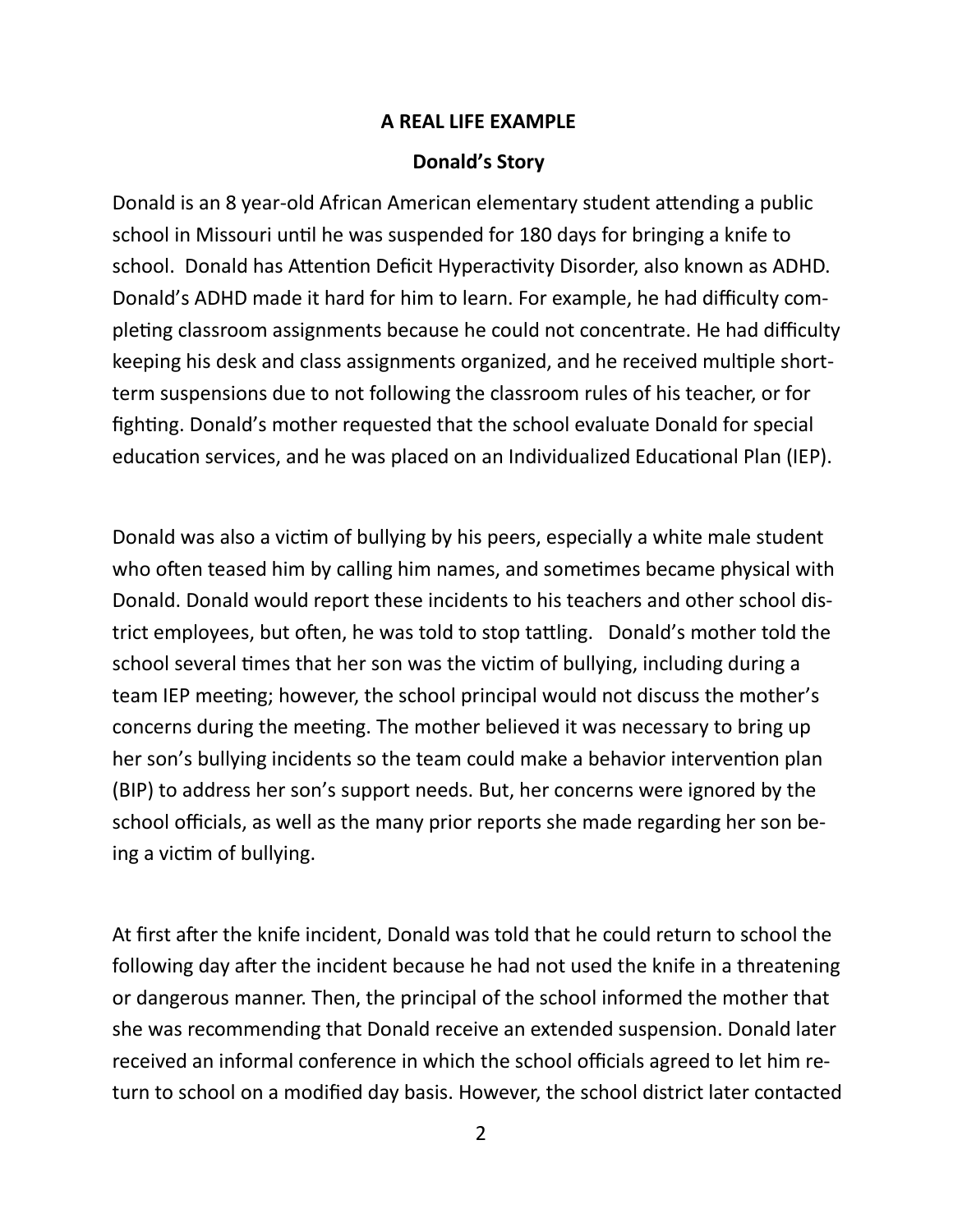## A REAL LIFE EXAMPLE

### Donald's Story

Donald is an 8 year-old African American elementary student attending a public school in Missouri until he was suspended for 180 days for bringing a knife to school. Donald has Attention Deficit Hyperactivity Disorder, also known as ADHD. Donald's ADHD made it hard for him to learn. For example, he had difficulty completing classroom assignments because he could not concentrate. He had difficulty keeping his desk and class assignments organized, and he received multiple short-term suspensions due to not following the classroom rules of his teacher, or for fighting. Donald's mother requested that the school evaluate Donald for special education services, and he was placed on an Individualized Educational Plan (IEP).

Donald was also a victim of bullying by his peers, especially a white male student who often teased him by calling him names, and sometimes became physical with Donald. Donald would report these incidents to his teachers and other school district employees, but often, he was told to stop tattling. Donald's mother told the school several times that her son was the victim of bullying, including during a team IEP meeting; however, the school principal would not discuss the mother's concerns during the meeting. The mother believed it was necessary to bring up her son's bullying incidents so the team could make a behavior intervention plan (BIP) to address her son's support needs. But, her concerns were ignored by the school officials, as well as the many prior reports she made regarding her son being a victim of bullying.

At first after the knife incident, Donald was told that he could return to school the following day after the incident because he had not used the knife in a threatening or dangerous manner. Then, the principal of the school informed the mother that she was recommending that Donald receive an extended suspension. Donald later received an informal conference in which the school officials agreed to let him return to school on a modified day basis. However, the school district later contacted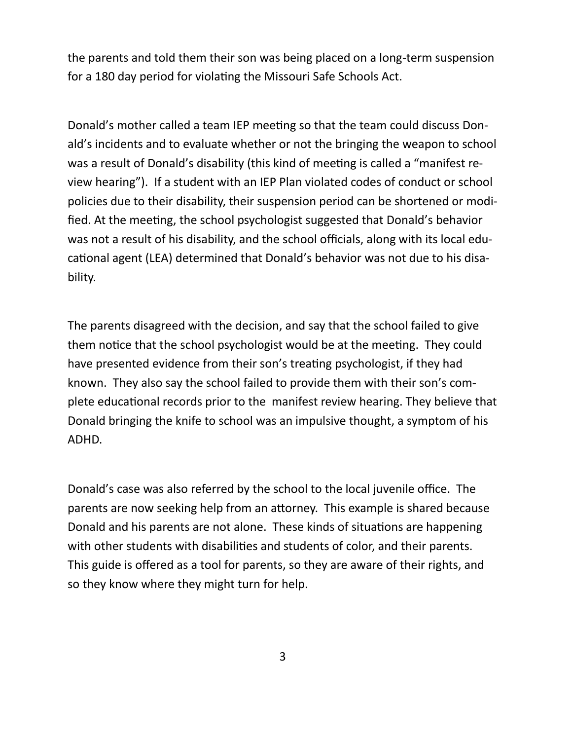the parents and told them their son was being placed on a long-term suspension for a 180 day period for violating the Missouri Safe Schools Act.

Donald's mother called a team IEP meeting so that the team could discuss Donald's incidents and to evaluate whether or not the bringing the weapon to school was a result of Donald's disability (this kind of meeting is called a "manifest review hearing"). If a student with an IEP Plan violated codes of conduct or school policies due to their disability, their suspension period can be shortened or modified. At the meeting, the school psychologist suggested that Donald's behavior was not a result of his disability, and the school officials, along with its local educational agent (LEA) determined that Donald's behavior was not due to his disability.

The parents disagreed with the decision, and say that the school failed to give them notice that the school psychologist would be at the meeting. They could have presented evidence from their son's treating psychologist, if they had known. They also say the school failed to provide them with their son's complete educational records prior to the manifest review hearing. They believe that Donald bringing the knife to school was an impulsive thought, a symptom of his ADHD.

Donald's case was also referred by the school to the local juvenile office. The parents are now seeking help from an attorney. This example is shared because Donald and his parents are not alone. These kinds of situations are happening with other students with disabilities and students of color, and their parents. This guide is offered as a tool for parents, so they are aware of their rights, and so they know where they might turn for help.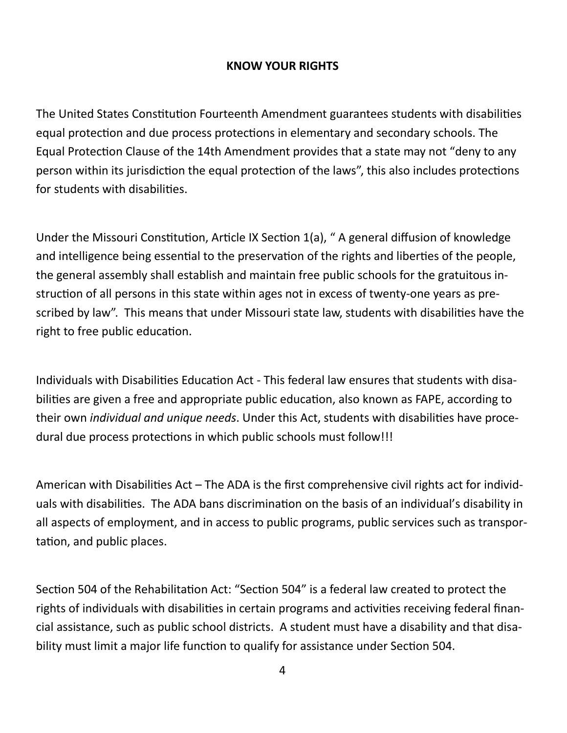## KNOW YOUR RIGHTS

The United States Constitution Fourteenth Amendment guarantees students with disabilities equal protection and due process protections in elementary and secondary schools. The Equal Protection Clause of the 14th Amendment provides that a state may not "deny to any person within its jurisdiction the equal protection of the laws", this also includes protections for students with disabilities.

Under the Missouri Constitution, Article IX Section 1(a), " A general diffusion of knowledge and intelligence being essential to the preservation of the rights and liberties of the people, the general assembly shall establish and maintain free public schools for the gratuitous instruction of all persons in this state within ages not in excess of twenty-one years as prescribed by law". This means that under Missouri state law, students with disabilities have the right to free public education.

Individuals with Disabilities Education Act - This federal law ensures that students with disabilities are given a free and appropriate public education, also known as FAPE, according to their own *individual and unique needs*. Under this Act, students with disabilities have procedural due process protections in which public schools must follow!!!

American with Disabilities Act – The ADA is the first comprehensive civil rights act for individuals with disabilities. The ADA bans discrimination on the basis of an individual's disability in all aspects of employment, and in access to public programs, public services such as transportation, and public places.

Section 504 of the Rehabilitation Act: "Section 504" is a federal law created to protect the rights of individuals with disabilities in certain programs and activities receiving federal financial assistance, such as public school districts. A student must have a disability and that disability must limit a major life function to qualify for assistance under Section 504.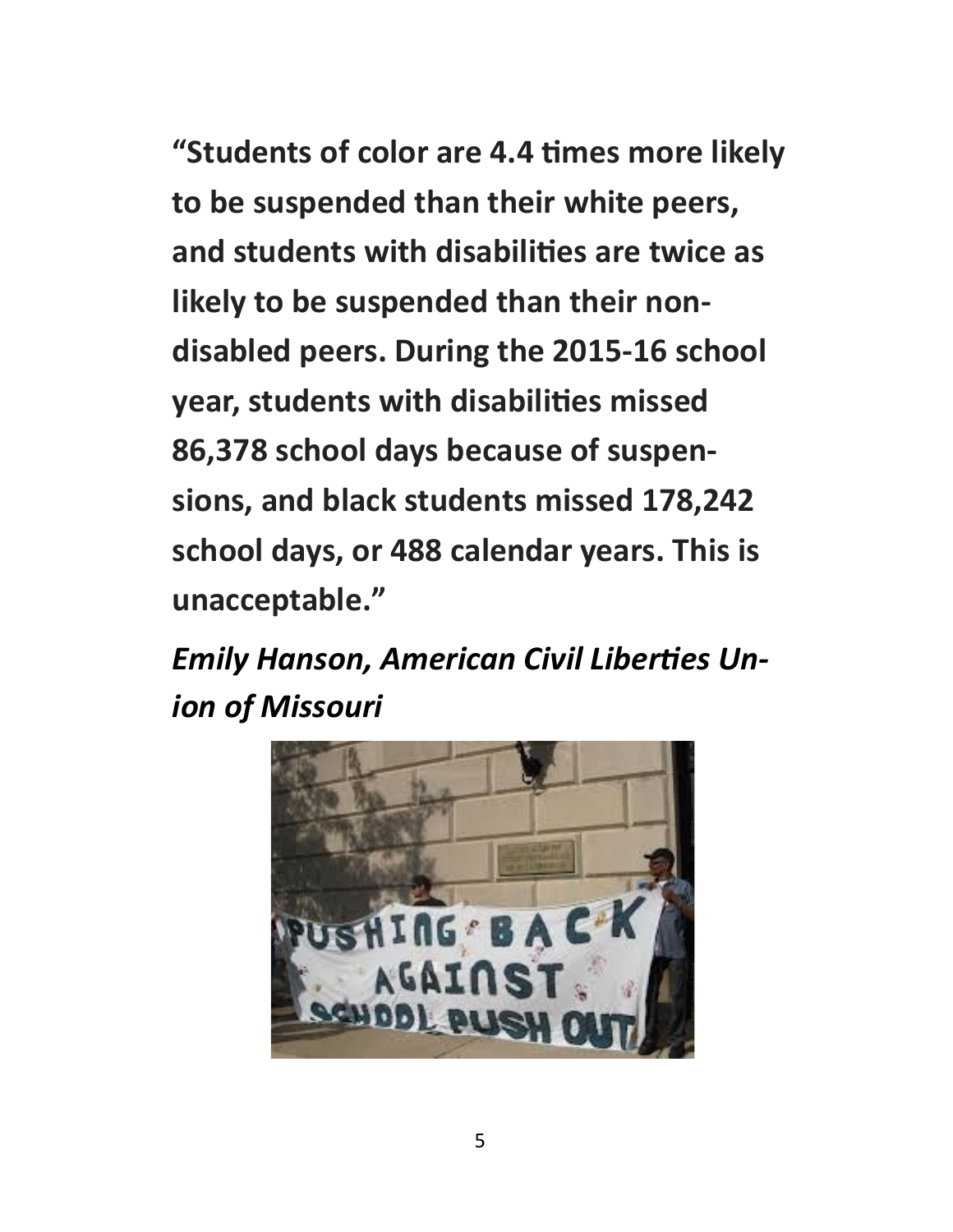**"Students of color are 4.4 times more likely to be suspended than their white peers, and students with disabilities are twice as likely to be suspended than their non-disabled peers. During the 2015-16 school year, students with disabilities missed 86,378 school days because of suspensions, and black students missed 178,242 school days, or 488 calendar years. This is unacceptable."**

***Emily Hanson, American Civil Liberties Union of Missouri***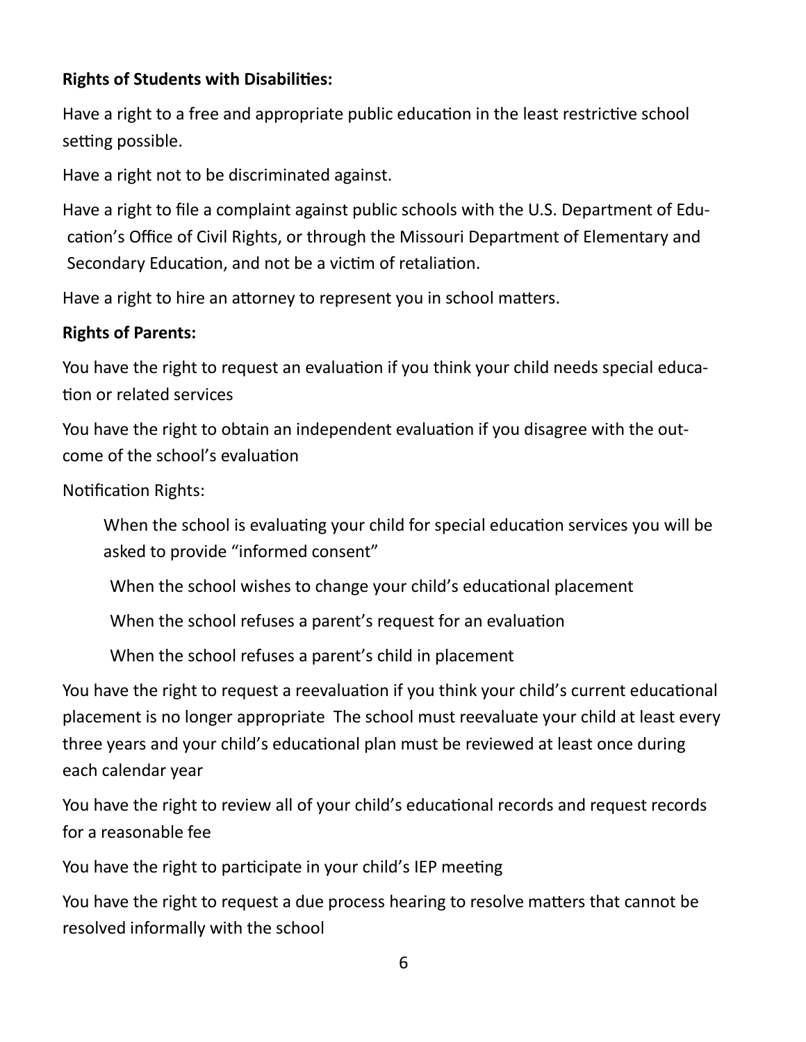**Rights of Students with Disabilities:**

Have a right to a free and appropriate public education in the least restrictive school setting possible.

Have a right not to be discriminated against.

Have a right to file a complaint against public schools with the U.S. Department of Education's Office of Civil Rights, or through the Missouri Department of Elementary and Secondary Education, and not be a victim of retaliation.

Have a right to hire an attorney to represent you in school matters.

**Rights of Parents:**

You have the right to request an evaluation if you think your child needs special education or related services

You have the right to obtain an independent evaluation if you disagree with the outcome of the school's evaluation

Notification Rights:

- When the school is evaluating your child for special education services you will be asked to provide "informed consent"
- When the school wishes to change your child's educational placement
- When the school refuses a parent's request for an evaluation
- When the school refuses a parent's child in placement

You have the right to request a reevaluation if you think your child's current educational placement is no longer appropriate  The school must reevaluate your child at least every three years and your child's educational plan must be reviewed at least once during each calendar year

You have the right to review all of your child's educational records and request records for a reasonable fee

You have the right to participate in your child's IEP meeting

You have the right to request a due process hearing to resolve matters that cannot be resolved informally with the school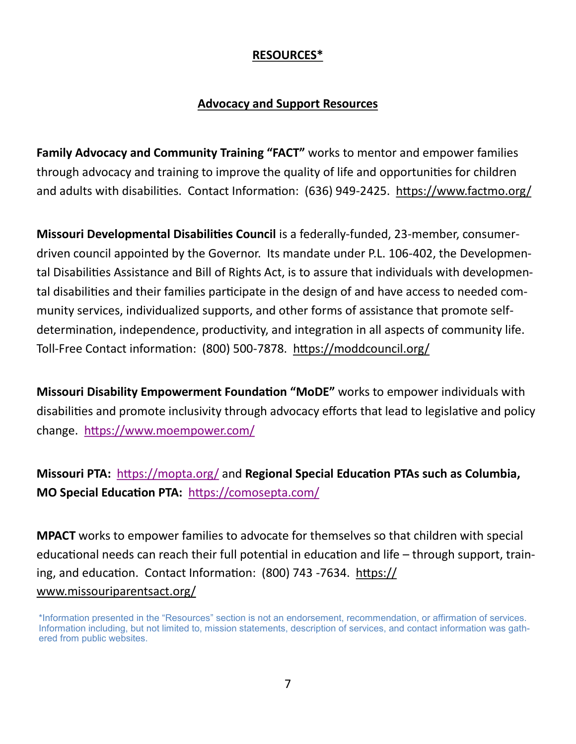## RESOURCES*

### Advocacy and Support Resources

**Family Advocacy and Community Training "FACT"** works to mentor and empower families through advocacy and training to improve the quality of life and opportunities for children and adults with disabilities. Contact Information: (636) 949-2425. https://www.factmo.org/

**Missouri Developmental Disabilities Council** is a federally-funded, 23-member, consumer-driven council appointed by the Governor. Its mandate under P.L. 106-402, the Developmental Disabilities Assistance and Bill of Rights Act, is to assure that individuals with developmental disabilities and their families participate in the design of and have access to needed community services, individualized supports, and other forms of assistance that promote self-determination, independence, productivity, and integration in all aspects of community life. Toll-Free Contact information: (800) 500-7878. https://moddcouncil.org/

**Missouri Disability Empowerment Foundation "MoDE"** works to empower individuals with disabilities and promote inclusivity through advocacy efforts that lead to legislative and policy change. https://www.moempower.com/

**Missouri PTA:** https://mopta.org/ and **Regional Special Education PTAs such as Columbia, MO Special Education PTA:** https://comosepta.com/

**MPACT** works to empower families to advocate for themselves so that children with special educational needs can reach their full potential in education and life – through support, training, and education. Contact Information: (800) 743 -7634. https://www.missouriparentsact.org/

*Information presented in the "Resources" section is not an endorsement, recommendation, or affirmation of services. Information including, but not limited to, mission statements, description of services, and contact information was gathered from public websites.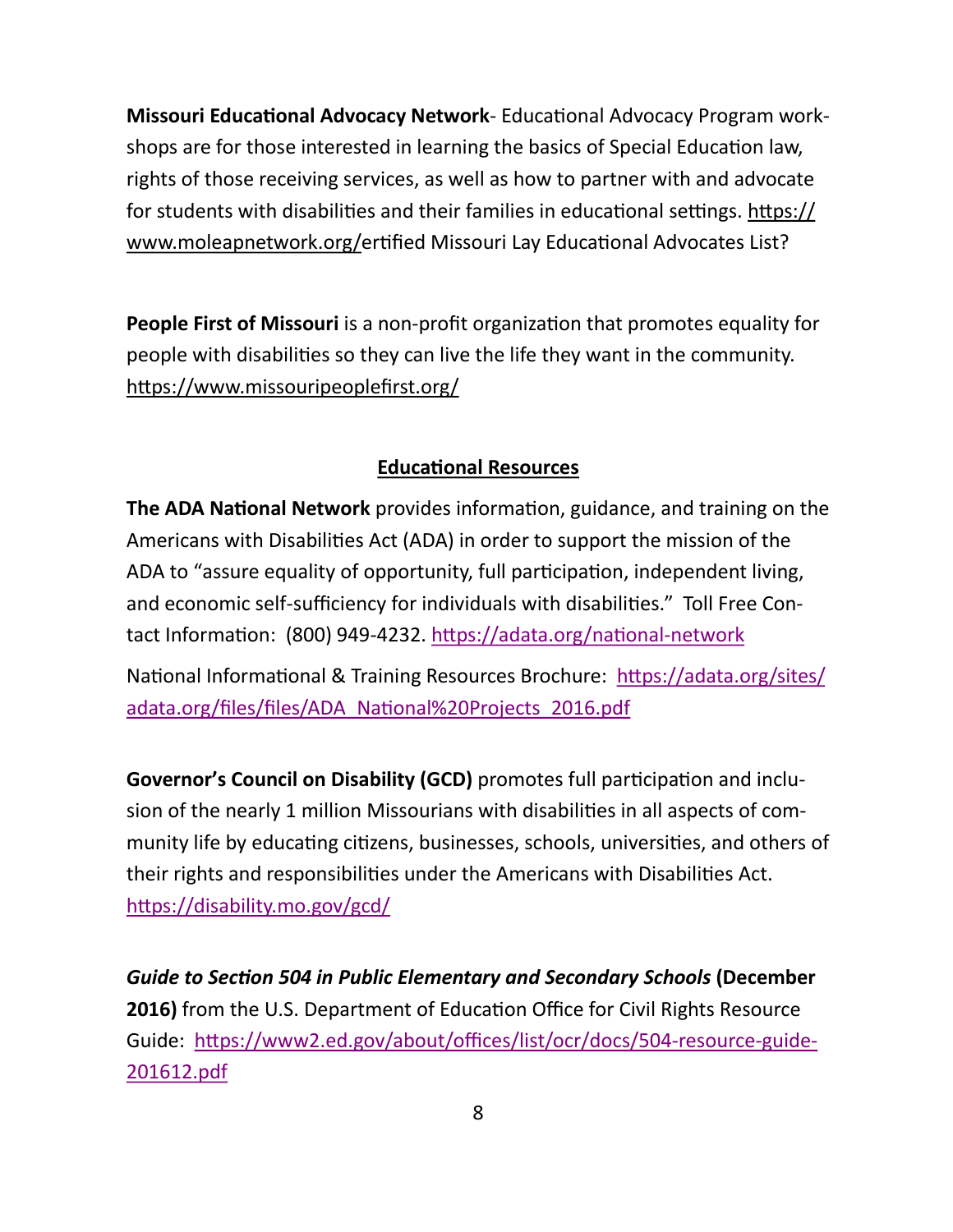**Missouri Educational Advocacy Network**- Educational Advocacy Program workshops are for those interested in learning the basics of Special Education law, rights of those receiving services, as well as how to partner with and advocate for students with disabilities and their families in educational settings. https://www.moleapnetwork.org/ertified Missouri Lay Educational Advocates List?

**People First of Missouri** is a non-profit organization that promotes equality for people with disabilities so they can live the life they want in the community. https://www.missouripeoplefirst.org/

## Educational Resources

**The ADA National Network** provides information, guidance, and training on the Americans with Disabilities Act (ADA) in order to support the mission of the ADA to "assure equality of opportunity, full participation, independent living, and economic self-sufficiency for individuals with disabilities." Toll Free Contact Information: (800) 949-4232. https://adata.org/national-network

National Informational & Training Resources Brochure: https://adata.org/sites/adata.org/files/files/ADA_National%20Projects_2016.pdf

**Governor's Council on Disability (GCD)** promotes full participation and inclusion of the nearly 1 million Missourians with disabilities in all aspects of community life by educating citizens, businesses, schools, universities, and others of their rights and responsibilities under the Americans with Disabilities Act. https://disability.mo.gov/gcd/

***Guide to Section 504 in Public Elementary and Secondary Schools* (December 2016)** from the U.S. Department of Education Office for Civil Rights Resource Guide: https://www2.ed.gov/about/offices/list/ocr/docs/504-resource-guide-201612.pdf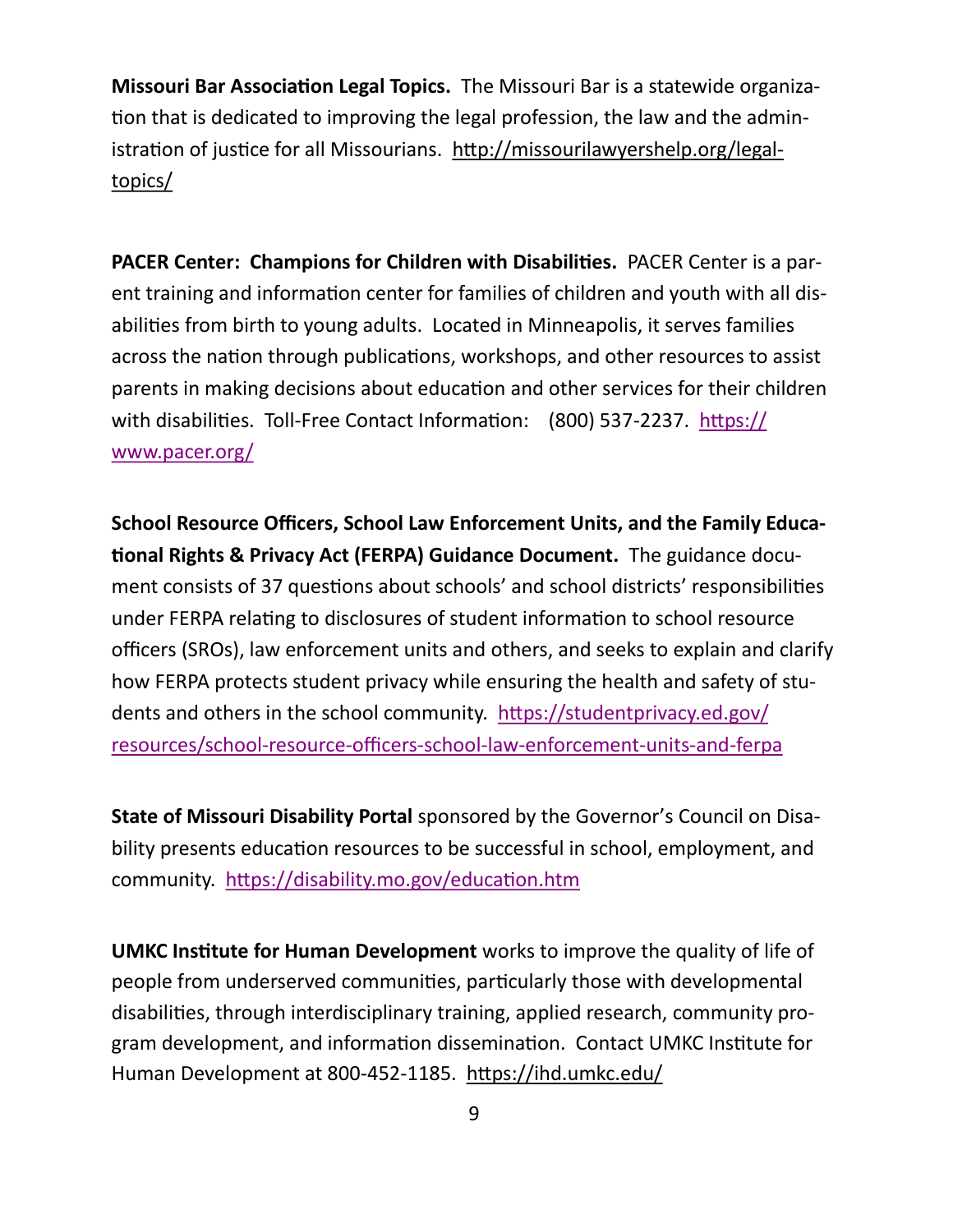**Missouri Bar Association Legal Topics.** The Missouri Bar is a statewide organization that is dedicated to improving the legal profession, the law and the administration of justice for all Missourians. http://missourilawyershelp.org/legal-topics/

**PACER Center: Champions for Children with Disabilities.** PACER Center is a parent training and information center for families of children and youth with all disabilities from birth to young adults. Located in Minneapolis, it serves families across the nation through publications, workshops, and other resources to assist parents in making decisions about education and other services for their children with disabilities. Toll-Free Contact Information: (800) 537-2237. https://www.pacer.org/

**School Resource Officers, School Law Enforcement Units, and the Family Educational Rights & Privacy Act (FERPA) Guidance Document.** The guidance document consists of 37 questions about schools' and school districts' responsibilities under FERPA relating to disclosures of student information to school resource officers (SROs), law enforcement units and others, and seeks to explain and clarify how FERPA protects student privacy while ensuring the health and safety of students and others in the school community. https://studentprivacy.ed.gov/resources/school-resource-officers-school-law-enforcement-units-and-ferpa

**State of Missouri Disability Portal** sponsored by the Governor's Council on Disability presents education resources to be successful in school, employment, and community. https://disability.mo.gov/education.htm

**UMKC Institute for Human Development** works to improve the quality of life of people from underserved communities, particularly those with developmental disabilities, through interdisciplinary training, applied research, community program development, and information dissemination. Contact UMKC Institute for Human Development at 800-452-1185. https://ihd.umkc.edu/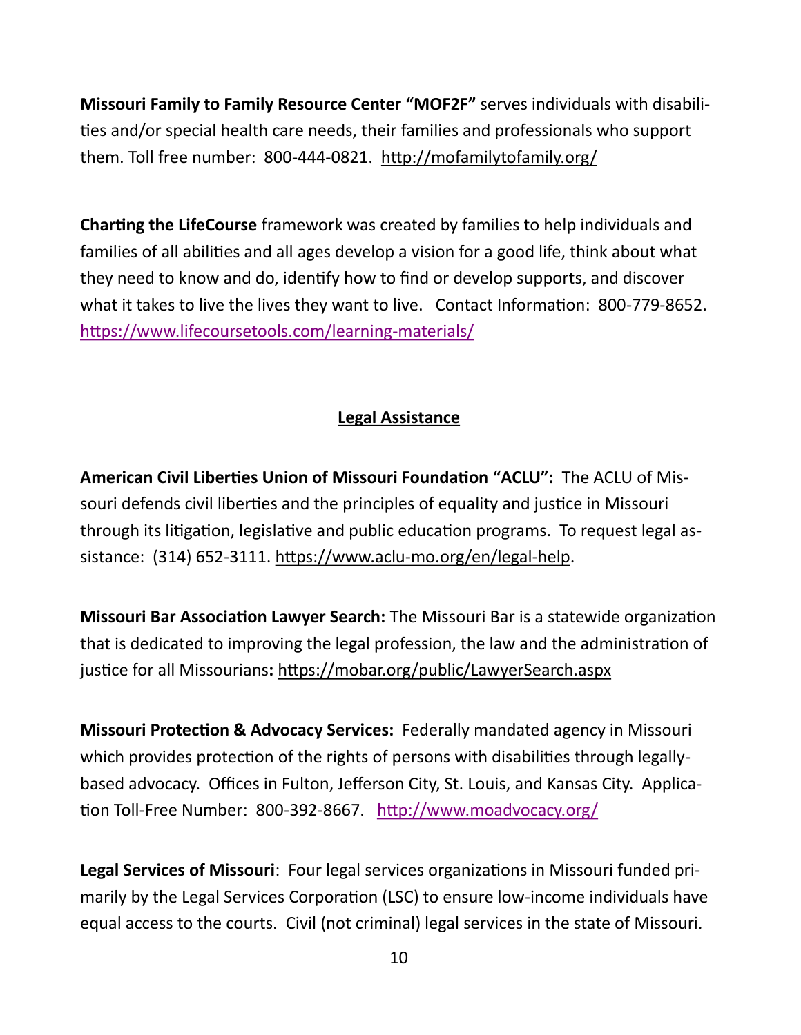**Missouri Family to Family Resource Center "MOF2F"** serves individuals with disabilities and/or special health care needs, their families and professionals who support them. Toll free number: 800-444-0821. http://mofamilytofamily.org/

**Charting the LifeCourse** framework was created by families to help individuals and families of all abilities and all ages develop a vision for a good life, think about what they need to know and do, identify how to find or develop supports, and discover what it takes to live the lives they want to live. Contact Information: 800-779-8652. https://www.lifecoursetools.com/learning-materials/

## Legal Assistance

**American Civil Liberties Union of Missouri Foundation "ACLU":** The ACLU of Missouri defends civil liberties and the principles of equality and justice in Missouri through its litigation, legislative and public education programs. To request legal assistance: (314) 652-3111. https://www.aclu-mo.org/en/legal-help.

**Missouri Bar Association Lawyer Search:** The Missouri Bar is a statewide organization that is dedicated to improving the legal profession, the law and the administration of justice for all Missourians**:** https://mobar.org/public/LawyerSearch.aspx

**Missouri Protection & Advocacy Services:** Federally mandated agency in Missouri which provides protection of the rights of persons with disabilities through legally-based advocacy. Offices in Fulton, Jefferson City, St. Louis, and Kansas City. Application Toll-Free Number: 800-392-8667. http://www.moadvocacy.org/

**Legal Services of Missouri**: Four legal services organizations in Missouri funded primarily by the Legal Services Corporation (LSC) to ensure low-income individuals have equal access to the courts. Civil (not criminal) legal services in the state of Missouri.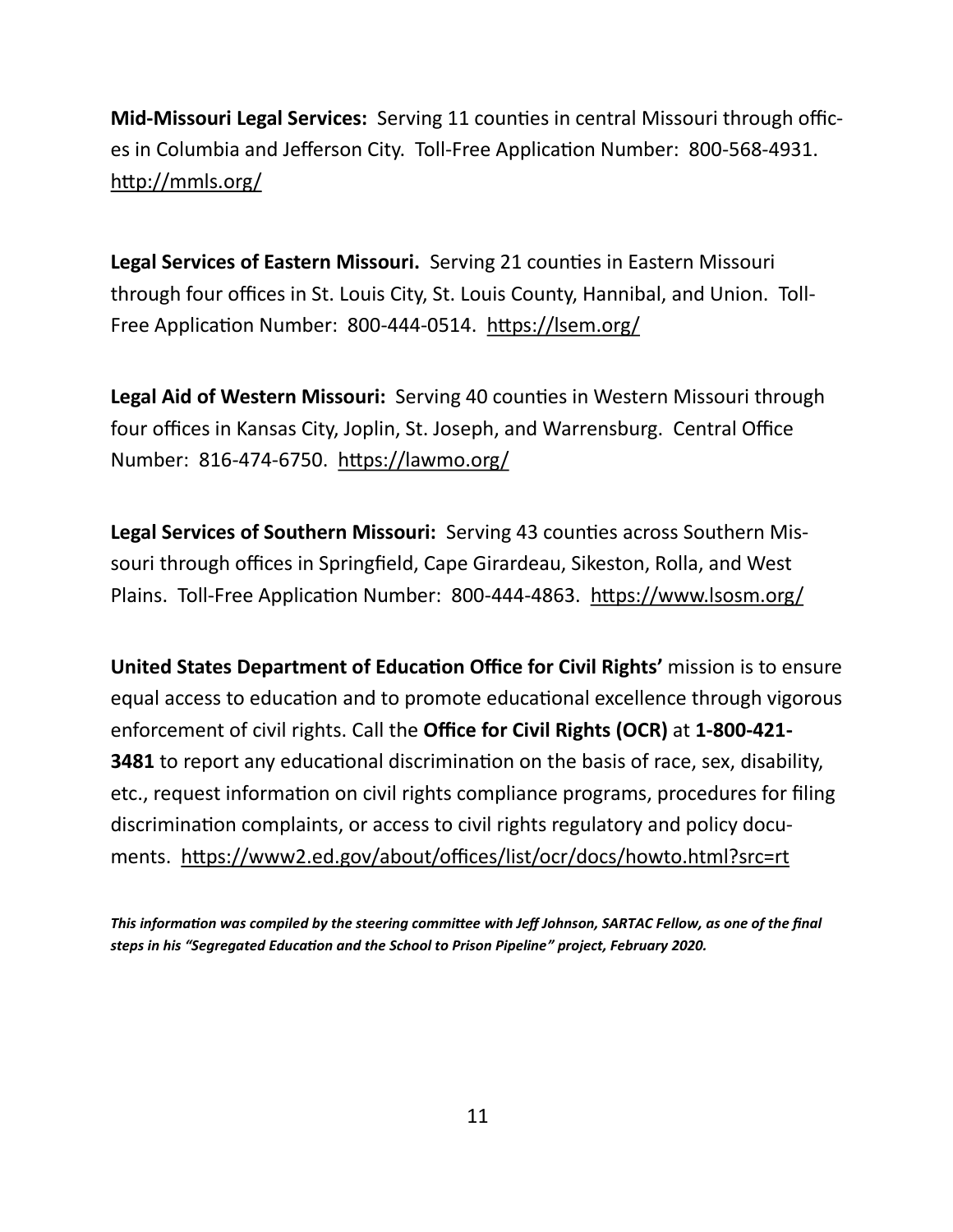**Mid-Missouri Legal Services:** Serving 11 counties in central Missouri through offices in Columbia and Jefferson City. Toll-Free Application Number: 800-568-4931. http://mmls.org/

**Legal Services of Eastern Missouri.** Serving 21 counties in Eastern Missouri through four offices in St. Louis City, St. Louis County, Hannibal, and Union. Toll-Free Application Number: 800-444-0514. https://lsem.org/

**Legal Aid of Western Missouri:** Serving 40 counties in Western Missouri through four offices in Kansas City, Joplin, St. Joseph, and Warrensburg. Central Office Number: 816-474-6750. https://lawmo.org/

**Legal Services of Southern Missouri:** Serving 43 counties across Southern Missouri through offices in Springfield, Cape Girardeau, Sikeston, Rolla, and West Plains. Toll-Free Application Number: 800-444-4863. https://www.lsosm.org/

**United States Department of Education Office for Civil Rights'** mission is to ensure equal access to education and to promote educational excellence through vigorous enforcement of civil rights. Call the **Office for Civil Rights (OCR)** at **1-800-421-3481** to report any educational discrimination on the basis of race, sex, disability, etc., request information on civil rights compliance programs, procedures for filing discrimination complaints, or access to civil rights regulatory and policy documents. https://www2.ed.gov/about/offices/list/ocr/docs/howto.html?src=rt

***This information was compiled by the steering committee with Jeff Johnson, SARTAC Fellow, as one of the final steps in his "Segregated Education and the School to Prison Pipeline" project, February 2020.***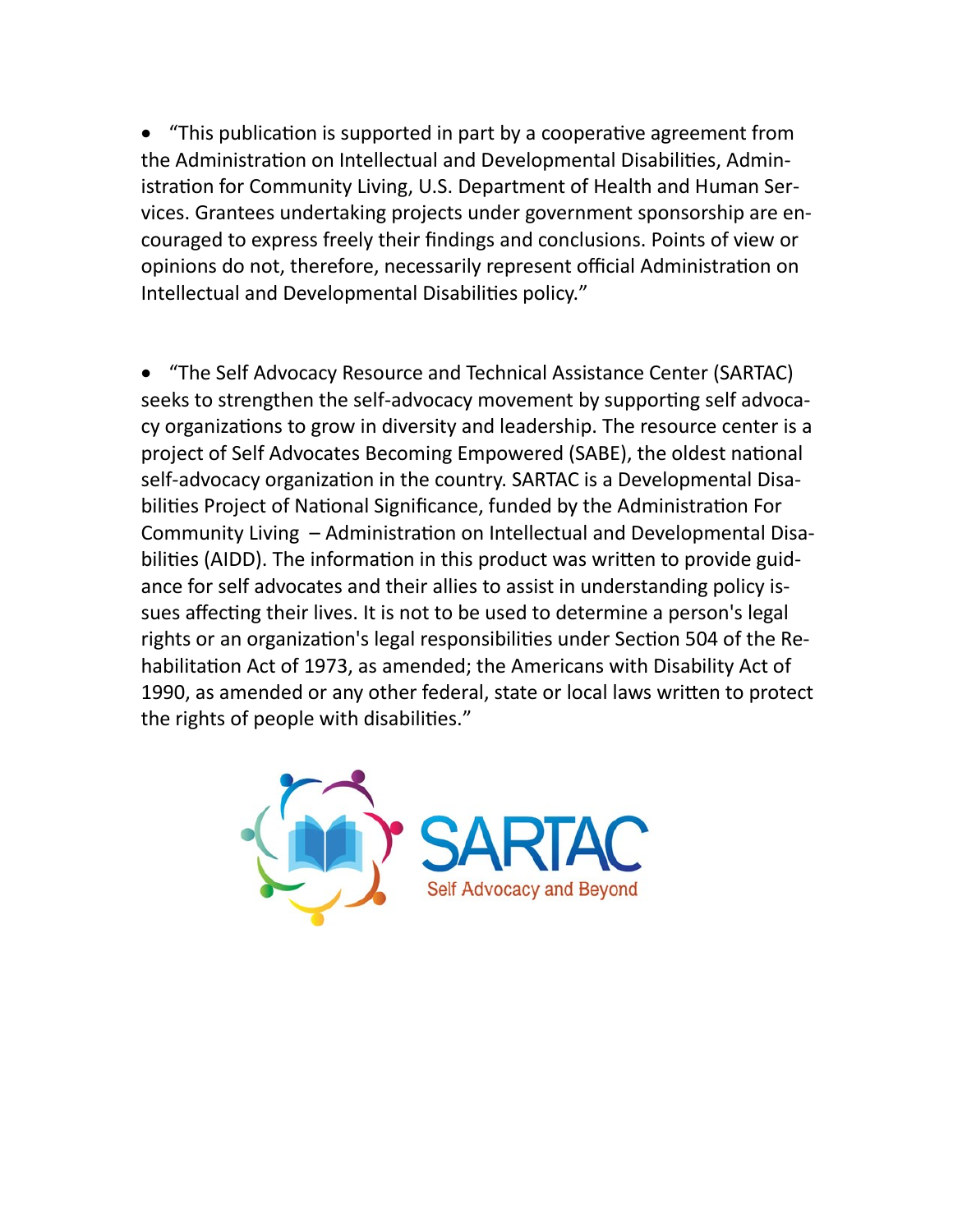- "This publication is supported in part by a cooperative agreement from the Administration on Intellectual and Developmental Disabilities, Administration for Community Living, U.S. Department of Health and Human Services. Grantees undertaking projects under government sponsorship are encouraged to express freely their findings and conclusions. Points of view or opinions do not, therefore, necessarily represent official Administration on Intellectual and Developmental Disabilities policy."

- "The Self Advocacy Resource and Technical Assistance Center (SARTAC) seeks to strengthen the self-advocacy movement by supporting self advocacy organizations to grow in diversity and leadership. The resource center is a project of Self Advocates Becoming Empowered (SABE), the oldest national self-advocacy organization in the country. SARTAC is a Developmental Disabilities Project of National Significance, funded by the Administration For Community Living – Administration on Intellectual and Developmental Disabilities (AIDD). The information in this product was written to provide guidance for self advocates and their allies to assist in understanding policy issues affecting their lives. It is not to be used to determine a person's legal rights or an organization's legal responsibilities under Section 504 of the Rehabilitation Act of 1973, as amended; the Americans with Disability Act of 1990, as amended or any other federal, state or local laws written to protect the rights of people with disabilities."

SARTAC
Self Advocacy and Beyond